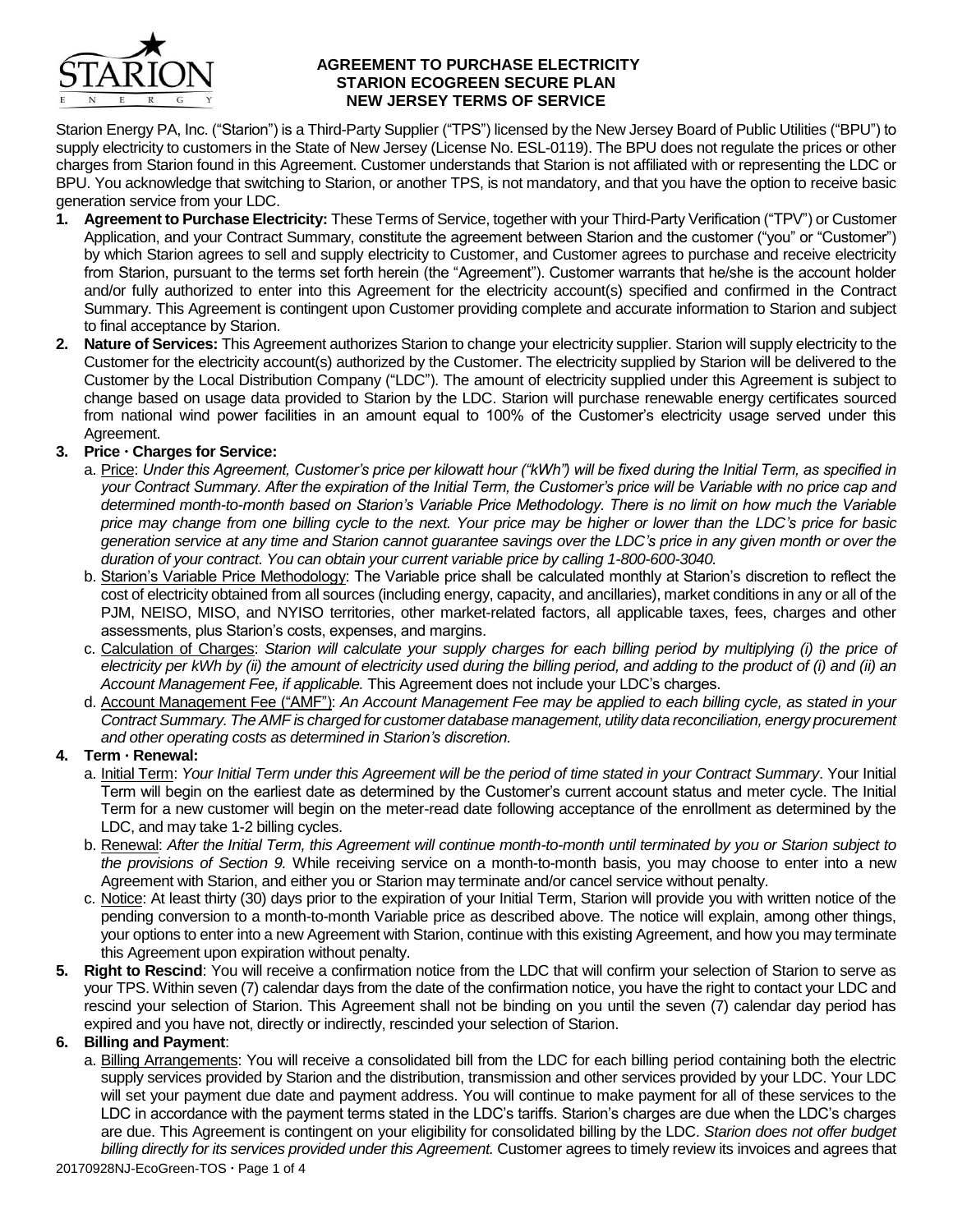# AGREEMENT TO PURCHASE ELECTRICITY
# STARION ECOGREEN SECURE PLAN
# NEW JERSEY TERMS OF SERVICE

Starion Energy PA, Inc. ("Starion") is a Third-Party Supplier ("TPS") licensed by the New Jersey Board of Public Utilities ("BPU") to supply electricity to customers in the State of New Jersey (License No. ESL-0119). The BPU does not regulate the prices or other charges from Starion found in this Agreement. Customer understands that Starion is not affiliated with or representing the LDC or BPU. You acknowledge that switching to Starion, or another TPS, is not mandatory, and that you have the option to receive basic generation service from your LDC.

1. **Agreement to Purchase Electricity:** These Terms of Service, together with your Third-Party Verification ("TPV") or Customer Application, and your Contract Summary, constitute the agreement between Starion and the customer ("you" or "Customer") by which Starion agrees to sell and supply electricity to Customer, and Customer agrees to purchase and receive electricity from Starion, pursuant to the terms set forth herein (the "Agreement"). Customer warrants that he/she is the account holder and/or fully authorized to enter into this Agreement for the electricity account(s) specified and confirmed in the Contract Summary. This Agreement is contingent upon Customer providing complete and accurate information to Starion and subject to final acceptance by Starion.

2. **Nature of Services:** This Agreement authorizes Starion to change your electricity supplier. Starion will supply electricity to the Customer for the electricity account(s) authorized by the Customer. The electricity supplied by Starion will be delivered to the Customer by the Local Distribution Company ("LDC"). The amount of electricity supplied under this Agreement is subject to change based on usage data provided to Starion by the LDC. Starion will purchase renewable energy certificates sourced from national wind power facilities in an amount equal to 100% of the Customer's electricity usage served under this Agreement.

3. **Price · Charges for Service:**
   a. Price: *Under this Agreement, Customer's price per kilowatt hour ("kWh") will be fixed during the Initial Term, as specified in your Contract Summary. After the expiration of the Initial Term, the Customer's price will be Variable with no price cap and determined month-to-month based on Starion's Variable Price Methodology. There is no limit on how much the Variable price may change from one billing cycle to the next. Your price may be higher or lower than the LDC's price for basic generation service at any time and Starion cannot guarantee savings over the LDC's price in any given month or over the duration of your contract. You can obtain your current variable price by calling 1-800-600-3040.*
   b. Starion's Variable Price Methodology: The Variable price shall be calculated monthly at Starion's discretion to reflect the cost of electricity obtained from all sources (including energy, capacity, and ancillaries), market conditions in any or all of the PJM, NEISO, MISO, and NYISO territories, other market-related factors, all applicable taxes, fees, charges and other assessments, plus Starion's costs, expenses, and margins.
   c. Calculation of Charges: *Starion will calculate your supply charges for each billing period by multiplying (i) the price of electricity per kWh by (ii) the amount of electricity used during the billing period, and adding to the product of (i) and (ii) an Account Management Fee, if applicable.* This Agreement does not include your LDC's charges.
   d. Account Management Fee ("AMF"): *An Account Management Fee may be applied to each billing cycle, as stated in your Contract Summary. The AMF is charged for customer database management, utility data reconciliation, energy procurement and other operating costs as determined in Starion's discretion.*

4. **Term · Renewal:**
   a. Initial Term: *Your Initial Term under this Agreement will be the period of time stated in your Contract Summary*. Your Initial Term will begin on the earliest date as determined by the Customer's current account status and meter cycle. The Initial Term for a new customer will begin on the meter-read date following acceptance of the enrollment as determined by the LDC, and may take 1-2 billing cycles.
   b. Renewal: *After the Initial Term, this Agreement will continue month-to-month until terminated by you or Starion subject to the provisions of Section 9.* While receiving service on a month-to-month basis, you may choose to enter into a new Agreement with Starion, and either you or Starion may terminate and/or cancel service without penalty.
   c. Notice: At least thirty (30) days prior to the expiration of your Initial Term, Starion will provide you with written notice of the pending conversion to a month-to-month Variable price as described above. The notice will explain, among other things, your options to enter into a new Agreement with Starion, continue with this existing Agreement, and how you may terminate this Agreement upon expiration without penalty.

5. **Right to Rescind**: You will receive a confirmation notice from the LDC that will confirm your selection of Starion to serve as your TPS. Within seven (7) calendar days from the date of the confirmation notice, you have the right to contact your LDC and rescind your selection of Starion. This Agreement shall not be binding on you until the seven (7) calendar day period has expired and you have not, directly or indirectly, rescinded your selection of Starion.

6. **Billing and Payment**:
   a. Billing Arrangements: You will receive a consolidated bill from the LDC for each billing period containing both the electric supply services provided by Starion and the distribution, transmission and other services provided by your LDC. Your LDC will set your payment due date and payment address. You will continue to make payment for all of these services to the LDC in accordance with the payment terms stated in the LDC's tariffs. Starion's charges are due when the LDC's charges are due. This Agreement is contingent on your eligibility for consolidated billing by the LDC. *Starion does not offer budget billing directly for its services provided under this Agreement.* Customer agrees to timely review its invoices and agrees that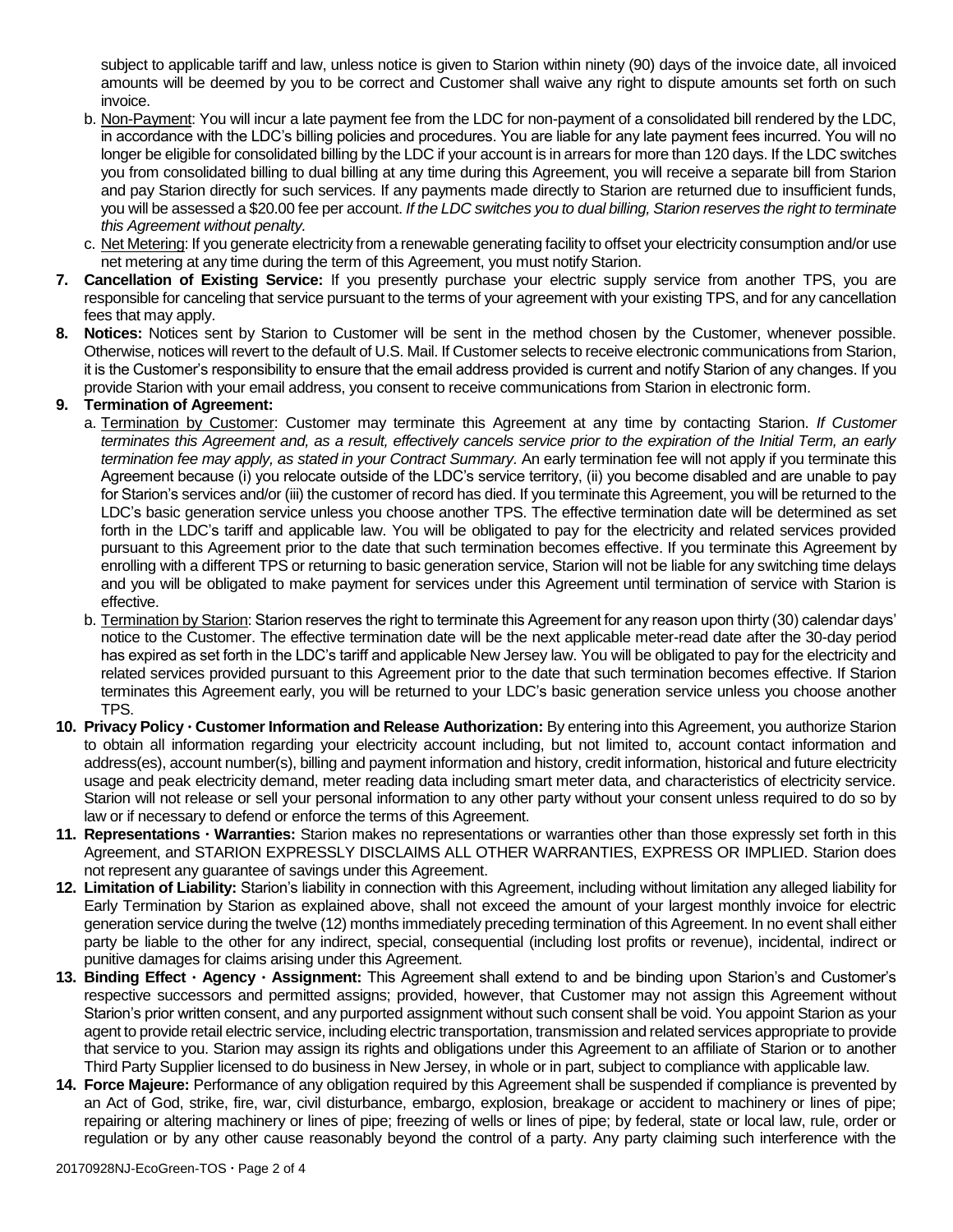subject to applicable tariff and law, unless notice is given to Starion within ninety (90) days of the invoice date, all invoiced amounts will be deemed by you to be correct and Customer shall waive any right to dispute amounts set forth on such invoice.

b. Non-Payment: You will incur a late payment fee from the LDC for non-payment of a consolidated bill rendered by the LDC, in accordance with the LDC's billing policies and procedures. You are liable for any late payment fees incurred. You will no longer be eligible for consolidated billing by the LDC if your account is in arrears for more than 120 days. If the LDC switches you from consolidated billing to dual billing at any time during this Agreement, you will receive a separate bill from Starion and pay Starion directly for such services. If any payments made directly to Starion are returned due to insufficient funds, you will be assessed a $20.00 fee per account. *If the LDC switches you to dual billing, Starion reserves the right to terminate this Agreement without penalty.*

c. Net Metering: If you generate electricity from a renewable generating facility to offset your electricity consumption and/or use net metering at any time during the term of this Agreement, you must notify Starion.

**7. Cancellation of Existing Service:** If you presently purchase your electric supply service from another TPS, you are responsible for canceling that service pursuant to the terms of your agreement with your existing TPS, and for any cancellation fees that may apply.

**8. Notices:** Notices sent by Starion to Customer will be sent in the method chosen by the Customer, whenever possible. Otherwise, notices will revert to the default of U.S. Mail. If Customer selects to receive electronic communications from Starion, it is the Customer's responsibility to ensure that the email address provided is current and notify Starion of any changes. If you provide Starion with your email address, you consent to receive communications from Starion in electronic form.

**9. Termination of Agreement:**

a. Termination by Customer: Customer may terminate this Agreement at any time by contacting Starion. *If Customer terminates this Agreement and, as a result, effectively cancels service prior to the expiration of the Initial Term, an early termination fee may apply, as stated in your Contract Summary.* An early termination fee will not apply if you terminate this Agreement because (i) you relocate outside of the LDC's service territory, (ii) you become disabled and are unable to pay for Starion's services and/or (iii) the customer of record has died. If you terminate this Agreement, you will be returned to the LDC's basic generation service unless you choose another TPS. The effective termination date will be determined as set forth in the LDC's tariff and applicable law. You will be obligated to pay for the electricity and related services provided pursuant to this Agreement prior to the date that such termination becomes effective. If you terminate this Agreement by enrolling with a different TPS or returning to basic generation service, Starion will not be liable for any switching time delays and you will be obligated to make payment for services under this Agreement until termination of service with Starion is effective.

b. Termination by Starion: Starion reserves the right to terminate this Agreement for any reason upon thirty (30) calendar days' notice to the Customer. The effective termination date will be the next applicable meter-read date after the 30-day period has expired as set forth in the LDC's tariff and applicable New Jersey law. You will be obligated to pay for the electricity and related services provided pursuant to this Agreement prior to the date that such termination becomes effective. If Starion terminates this Agreement early, you will be returned to your LDC's basic generation service unless you choose another TPS.

**10. Privacy Policy · Customer Information and Release Authorization:** By entering into this Agreement, you authorize Starion to obtain all information regarding your electricity account including, but not limited to, account contact information and address(es), account number(s), billing and payment information and history, credit information, historical and future electricity usage and peak electricity demand, meter reading data including smart meter data, and characteristics of electricity service. Starion will not release or sell your personal information to any other party without your consent unless required to do so by law or if necessary to defend or enforce the terms of this Agreement.

**11. Representations · Warranties:** Starion makes no representations or warranties other than those expressly set forth in this Agreement, and STARION EXPRESSLY DISCLAIMS ALL OTHER WARRANTIES, EXPRESS OR IMPLIED. Starion does not represent any guarantee of savings under this Agreement.

**12. Limitation of Liability:** Starion's liability in connection with this Agreement, including without limitation any alleged liability for Early Termination by Starion as explained above, shall not exceed the amount of your largest monthly invoice for electric generation service during the twelve (12) months immediately preceding termination of this Agreement. In no event shall either party be liable to the other for any indirect, special, consequential (including lost profits or revenue), incidental, indirect or punitive damages for claims arising under this Agreement.

**13. Binding Effect · Agency · Assignment:** This Agreement shall extend to and be binding upon Starion's and Customer's respective successors and permitted assigns; provided, however, that Customer may not assign this Agreement without Starion's prior written consent, and any purported assignment without such consent shall be void. You appoint Starion as your agent to provide retail electric service, including electric transportation, transmission and related services appropriate to provide that service to you. Starion may assign its rights and obligations under this Agreement to an affiliate of Starion or to another Third Party Supplier licensed to do business in New Jersey, in whole or in part, subject to compliance with applicable law.

**14. Force Majeure:** Performance of any obligation required by this Agreement shall be suspended if compliance is prevented by an Act of God, strike, fire, war, civil disturbance, embargo, explosion, breakage or accident to machinery or lines of pipe; repairing or altering machinery or lines of pipe; freezing of wells or lines of pipe; by federal, state or local law, rule, order or regulation or by any other cause reasonably beyond the control of a party. Any party claiming such interference with the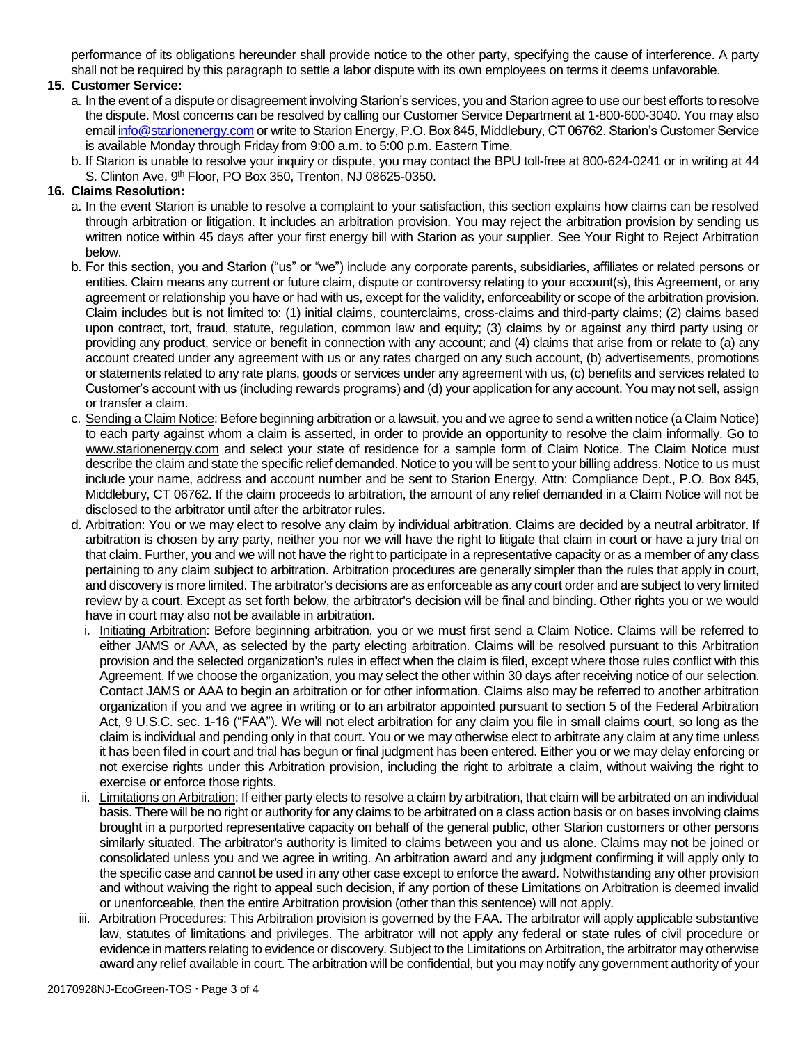performance of its obligations hereunder shall provide notice to the other party, specifying the cause of interference. A party shall not be required by this paragraph to settle a labor dispute with its own employees on terms it deems unfavorable.

**15. Customer Service:**

a. In the event of a dispute or disagreement involving Starion's services, you and Starion agree to use our best efforts to resolve the dispute. Most concerns can be resolved by calling our Customer Service Department at 1-800-600-3040. You may also email info@starionenergy.com or write to Starion Energy, P.O. Box 845, Middlebury, CT 06762. Starion's Customer Service is available Monday through Friday from 9:00 a.m. to 5:00 p.m. Eastern Time.

b. If Starion is unable to resolve your inquiry or dispute, you may contact the BPU toll-free at 800-624-0241 or in writing at 44 S. Clinton Ave, 9th Floor, PO Box 350, Trenton, NJ 08625-0350.

**16. Claims Resolution:**

a. In the event Starion is unable to resolve a complaint to your satisfaction, this section explains how claims can be resolved through arbitration or litigation. It includes an arbitration provision. You may reject the arbitration provision by sending us written notice within 45 days after your first energy bill with Starion as your supplier. See Your Right to Reject Arbitration below.

b. For this section, you and Starion ("us" or "we") include any corporate parents, subsidiaries, affiliates or related persons or entities. Claim means any current or future claim, dispute or controversy relating to your account(s), this Agreement, or any agreement or relationship you have or had with us, except for the validity, enforceability or scope of the arbitration provision. Claim includes but is not limited to: (1) initial claims, counterclaims, cross-claims and third-party claims; (2) claims based upon contract, tort, fraud, statute, regulation, common law and equity; (3) claims by or against any third party using or providing any product, service or benefit in connection with any account; and (4) claims that arise from or relate to (a) any account created under any agreement with us or any rates charged on any such account, (b) advertisements, promotions or statements related to any rate plans, goods or services under any agreement with us, (c) benefits and services related to Customer's account with us (including rewards programs) and (d) your application for any account. You may not sell, assign or transfer a claim.

c. Sending a Claim Notice: Before beginning arbitration or a lawsuit, you and we agree to send a written notice (a Claim Notice) to each party against whom a claim is asserted, in order to provide an opportunity to resolve the claim informally. Go to www.starionenergy.com and select your state of residence for a sample form of Claim Notice. The Claim Notice must describe the claim and state the specific relief demanded. Notice to you will be sent to your billing address. Notice to us must include your name, address and account number and be sent to Starion Energy, Attn: Compliance Dept., P.O. Box 845, Middlebury, CT 06762. If the claim proceeds to arbitration, the amount of any relief demanded in a Claim Notice will not be disclosed to the arbitrator until after the arbitrator rules.

d. Arbitration: You or we may elect to resolve any claim by individual arbitration. Claims are decided by a neutral arbitrator. If arbitration is chosen by any party, neither you nor we will have the right to litigate that claim in court or have a jury trial on that claim. Further, you and we will not have the right to participate in a representative capacity or as a member of any class pertaining to any claim subject to arbitration. Arbitration procedures are generally simpler than the rules that apply in court, and discovery is more limited. The arbitrator's decisions are as enforceable as any court order and are subject to very limited review by a court. Except as set forth below, the arbitrator's decision will be final and binding. Other rights you or we would have in court may also not be available in arbitration.

   i. Initiating Arbitration: Before beginning arbitration, you or we must first send a Claim Notice. Claims will be referred to either JAMS or AAA, as selected by the party electing arbitration. Claims will be resolved pursuant to this Arbitration provision and the selected organization's rules in effect when the claim is filed, except where those rules conflict with this Agreement. If we choose the organization, you may select the other within 30 days after receiving notice of our selection. Contact JAMS or AAA to begin an arbitration or for other information. Claims also may be referred to another arbitration organization if you and we agree in writing or to an arbitrator appointed pursuant to section 5 of the Federal Arbitration Act, 9 U.S.C. sec. 1-16 ("FAA"). We will not elect arbitration for any claim you file in small claims court, so long as the claim is individual and pending only in that court. You or we may otherwise elect to arbitrate any claim at any time unless it has been filed in court and trial has begun or final judgment has been entered. Either you or we may delay enforcing or not exercise rights under this Arbitration provision, including the right to arbitrate a claim, without waiving the right to exercise or enforce those rights.

   ii. Limitations on Arbitration: If either party elects to resolve a claim by arbitration, that claim will be arbitrated on an individual basis. There will be no right or authority for any claims to be arbitrated on a class action basis or on bases involving claims brought in a purported representative capacity on behalf of the general public, other Starion customers or other persons similarly situated. The arbitrator's authority is limited to claims between you and us alone. Claims may not be joined or consolidated unless you and we agree in writing. An arbitration award and any judgment confirming it will apply only to the specific case and cannot be used in any other case except to enforce the award. Notwithstanding any other provision and without waiving the right to appeal such decision, if any portion of these Limitations on Arbitration is deemed invalid or unenforceable, then the entire Arbitration provision (other than this sentence) will not apply.

   iii. Arbitration Procedures: This Arbitration provision is governed by the FAA. The arbitrator will apply applicable substantive law, statutes of limitations and privileges. The arbitrator will not apply any federal or state rules of civil procedure or evidence in matters relating to evidence or discovery. Subject to the Limitations on Arbitration, the arbitrator may otherwise award any relief available in court. The arbitration will be confidential, but you may notify any government authority of your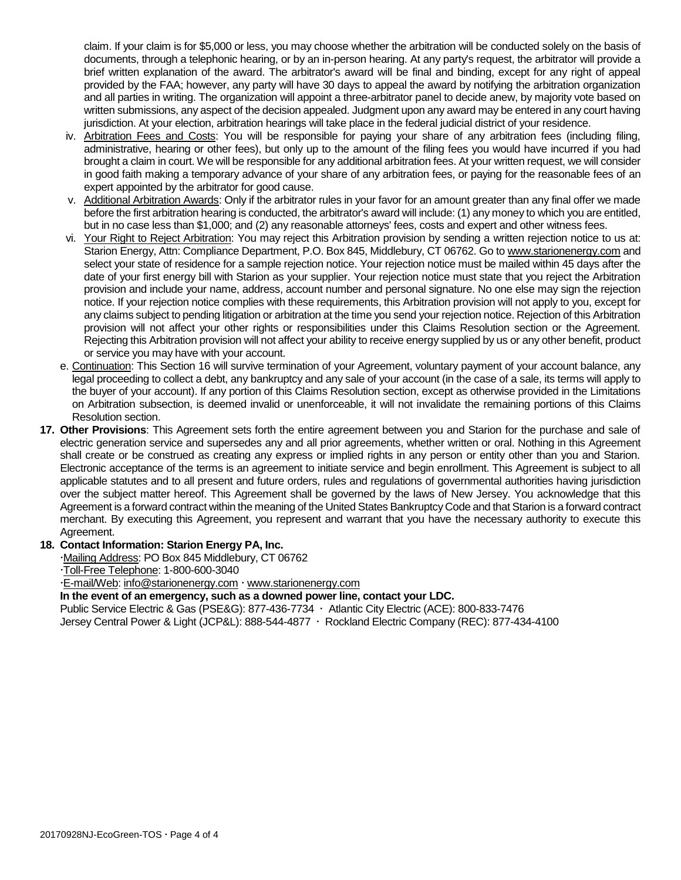claim. If your claim is for $5,000 or less, you may choose whether the arbitration will be conducted solely on the basis of documents, through a telephonic hearing, or by an in-person hearing. At any party's request, the arbitrator will provide a brief written explanation of the award. The arbitrator's award will be final and binding, except for any right of appeal provided by the FAA; however, any party will have 30 days to appeal the award by notifying the arbitration organization and all parties in writing. The organization will appoint a three-arbitrator panel to decide anew, by majority vote based on written submissions, any aspect of the decision appealed. Judgment upon any award may be entered in any court having jurisdiction. At your election, arbitration hearings will take place in the federal judicial district of your residence.

iv. Arbitration Fees and Costs: You will be responsible for paying your share of any arbitration fees (including filing, administrative, hearing or other fees), but only up to the amount of the filing fees you would have incurred if you had brought a claim in court. We will be responsible for any additional arbitration fees. At your written request, we will consider in good faith making a temporary advance of your share of any arbitration fees, or paying for the reasonable fees of an expert appointed by the arbitrator for good cause.

v. Additional Arbitration Awards: Only if the arbitrator rules in your favor for an amount greater than any final offer we made before the first arbitration hearing is conducted, the arbitrator's award will include: (1) any money to which you are entitled, but in no case less than $1,000; and (2) any reasonable attorneys' fees, costs and expert and other witness fees.

vi. Your Right to Reject Arbitration: You may reject this Arbitration provision by sending a written rejection notice to us at: Starion Energy, Attn: Compliance Department, P.O. Box 845, Middlebury, CT 06762. Go to www.starionenergy.com and select your state of residence for a sample rejection notice. Your rejection notice must be mailed within 45 days after the date of your first energy bill with Starion as your supplier. Your rejection notice must state that you reject the Arbitration provision and include your name, address, account number and personal signature. No one else may sign the rejection notice. If your rejection notice complies with these requirements, this Arbitration provision will not apply to you, except for any claims subject to pending litigation or arbitration at the time you send your rejection notice. Rejection of this Arbitration provision will not affect your other rights or responsibilities under this Claims Resolution section or the Agreement. Rejecting this Arbitration provision will not affect your ability to receive energy supplied by us or any other benefit, product or service you may have with your account.

e. Continuation: This Section 16 will survive termination of your Agreement, voluntary payment of your account balance, any legal proceeding to collect a debt, any bankruptcy and any sale of your account (in the case of a sale, its terms will apply to the buyer of your account). If any portion of this Claims Resolution section, except as otherwise provided in the Limitations on Arbitration subsection, is deemed invalid or unenforceable, it will not invalidate the remaining portions of this Claims Resolution section.

**17. Other Provisions**: This Agreement sets forth the entire agreement between you and Starion for the purchase and sale of electric generation service and supersedes any and all prior agreements, whether written or oral. Nothing in this Agreement shall create or be construed as creating any express or implied rights in any person or entity other than you and Starion. Electronic acceptance of the terms is an agreement to initiate service and begin enrollment. This Agreement is subject to all applicable statutes and to all present and future orders, rules and regulations of governmental authorities having jurisdiction over the subject matter hereof. This Agreement shall be governed by the laws of New Jersey. You acknowledge that this Agreement is a forward contract within the meaning of the United States Bankruptcy Code and that Starion is a forward contract merchant. By executing this Agreement, you represent and warrant that you have the necessary authority to execute this Agreement.

**18. Contact Information: Starion Energy PA, Inc.**

·Mailing Address: PO Box 845 Middlebury, CT 06762

·Toll-Free Telephone: 1-800-600-3040

·E-mail/Web: info@starionenergy.com · www.starionenergy.com

**In the event of an emergency, such as a downed power line, contact your LDC.**

Public Service Electric & Gas (PSE&G): 877-436-7734 · Atlantic City Electric (ACE): 800-833-7476

Jersey Central Power & Light (JCP&L): 888-544-4877 · Rockland Electric Company (REC): 877-434-4100

20170928NJ-EcoGreen-TOS